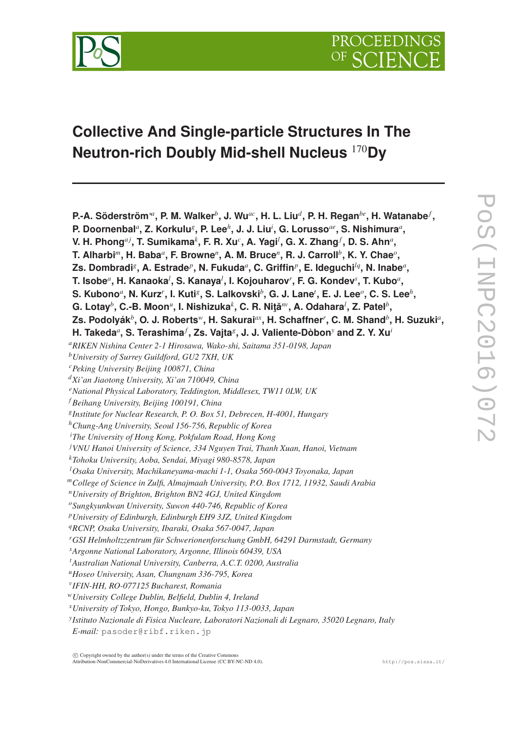# Collective And Single-particle Structures In The Neutron-rich Doubly Mid-shell Nucleus $^{170}$Dy

**P.-A. Söderström**[∗a], **P. M. Walker**[b], **J. Wu**[ac], **H. L. Liu**[d], **P. H. Regan**[be], **H. Watanabe**[f], **P. Doornenbal**[a], **Z. Korkulu**[g], **P. Lee**[h], **J. J. Liu**[i], **G. Lorusso**[ae], **S. Nishimura**[a], **V. H. Phong**[aj], **T. Sumikama**[k], **F. R. Xu**[c], **A. Yagi**[l], **G. X. Zhang**[f], **D. S. Ahn**[a], **T. Alharbi**[m], **H. Baba**[a], **F. Browne**[n], **A. M. Bruce**[n], **R. J. Carroll**[b], **K. Y. Chae**[o], **Zs. Dombradi**[g], **A. Estrade**[p], **N. Fukuda**[a], **C. Griffin**[p], **E. Ideguchi**[lq], **N. Inabe**[a], **T. Isobe**[a], **H. Kanaoka**[l], **S. Kanaya**[l], **I. Kojouharov**[r], **F. G. Kondev**[s], **T. Kubo**[a], **S. Kubono**[a], **N. Kurz**[r], **I. Kuti**[g], **S. Lalkovski**[b], **G. J. Lane**[t], **E. J. Lee**[o], **C. S. Lee**[h], **G. Lotay**[b], **C.-B. Moon**[u], **I. Nishizuka**[k], **C. R. Niţă**[nv], **A. Odahara**[l], **Z. Patel**[b], **Zs. Podolyák**[b], **O. J. Roberts**[w], **H. Sakurai**[ax], **H. Schaffner**[r], **C. M. Shand**[b], **H. Suzuki**[a], **H. Takeda**[a], **S. Terashima**[f], **Zs. Vajta**[g], **J. J. Valiente-Dòbon**[y] and **Z. Y. Xu**[i]

[a] *RIKEN Nishina Center 2-1 Hirosawa, Wako-shi, Saitama 351-0198, Japan*
[b] *University of Surrey Guildford, GU2 7XH, UK*
[c] *Peking University Beijing 100871, China*
[d] *Xi'an Jiaotong University, Xi'an 710049, China*
[e] *National Physical Laboratory, Teddington, Middlesex, TW11 0LW, UK*
[f] *Beihang University, Beijing 100191, China*
[g] *Institute for Nuclear Research, P. O. Box 51, Debrecen, H-4001, Hungary*
[h] *Chung-Ang University, Seoul 156-756, Republic of Korea*
[i] *The University of Hong Kong, Pokfulam Road, Hong Kong*
[j] *VNU Hanoi University of Science, 334 Nguyen Trai, Thanh Xuan, Hanoi, Vietnam*
[k] *Tohoku University, Aoba, Sendai, Miyagi 980-8578, Japan*
[l] *Osaka University, Machikaneyama-machi 1-1, Osaka 560-0043 Toyonaka, Japan*
[m] *College of Science in Zulfi, Almajmaah University, P.O. Box 1712, 11932, Saudi Arabia*
[n] *University of Brighton, Brighton BN2 4GJ, United Kingdom*
[o] *Sungkyunkwan University, Suwon 440-746, Republic of Korea*
[p] *University of Edinburgh, Edinburgh EH9 3JZ, United Kingdom*
[q] *RCNP, Osaka University, Ibaraki, Osaka 567-0047, Japan*
[r] *GSI Helmholtzzentrum für Schwerionenforschung GmbH, 64291 Darmstadt, Germany*
[s] *Argonne National Laboratory, Argonne, Illinois 60439, USA*
[t] *Australian National University, Canberra, A.C.T. 0200, Australia*
[u] *Hoseo University, Asan, Chungnam 336-795, Korea*
[v] *IFIN-HH, RO-077125 Bucharest, Romania*
[w] *University College Dublin, Belfield, Dublin 4, Ireland*
[x] *University of Tokyo, Hongo, Bunkyo-ku, Tokyo 113-0033, Japan*
[y] *Istituto Nazionale di Fisica Nucleare, Laboratori Nazionali di Legnaro, 35020 Legnaro, Italy*

*E-mail:* pasoder@ribf.riken.jp

© Copyright owned by the author(s) under the terms of the Creative Commons Attribution-NonCommercial-NoDerivatives 4.0 International License (CC BY-NC-ND 4.0).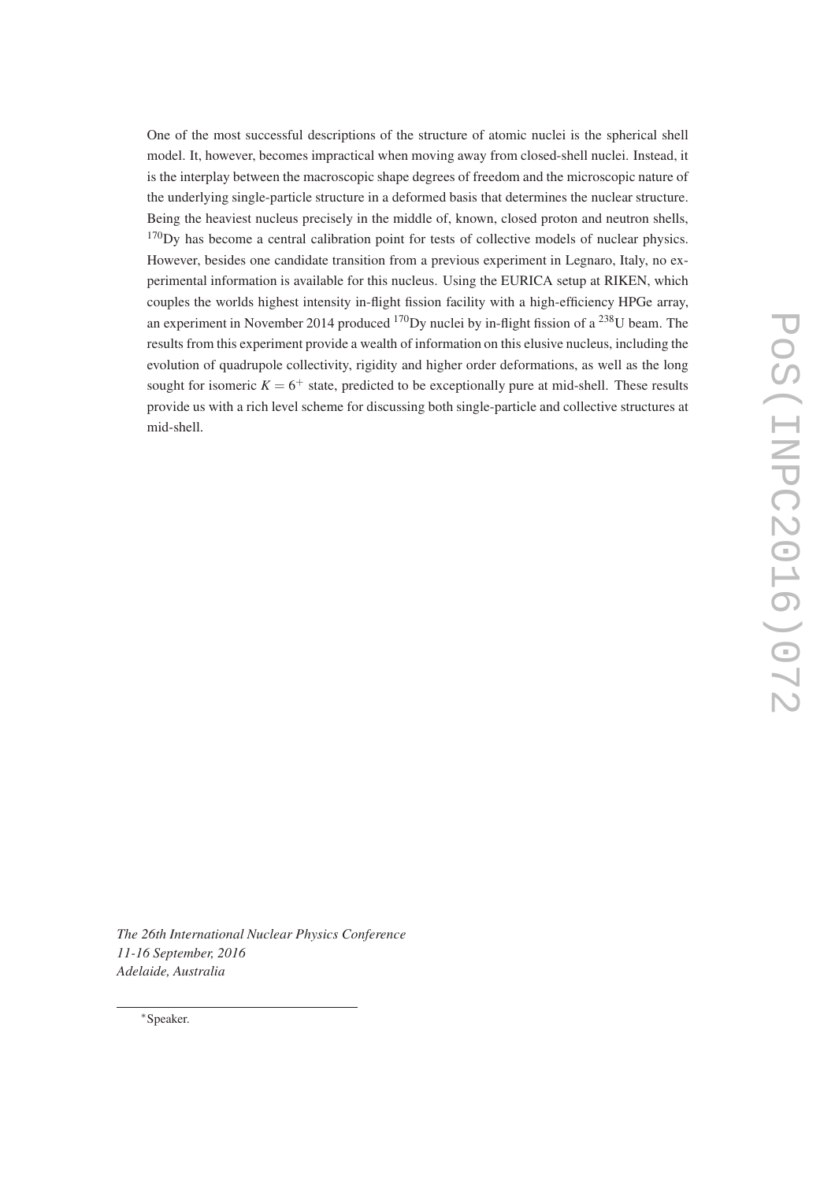One of the most successful descriptions of the structure of atomic nuclei is the spherical shell model. It, however, becomes impractical when moving away from closed-shell nuclei. Instead, it is the interplay between the macroscopic shape degrees of freedom and the microscopic nature of the underlying single-particle structure in a deformed basis that determines the nuclear structure. Being the heaviest nucleus precisely in the middle of, known, closed proton and neutron shells, $^{170}$Dy has become a central calibration point for tests of collective models of nuclear physics. However, besides one candidate transition from a previous experiment in Legnaro, Italy, no experimental information is available for this nucleus. Using the EURICA setup at RIKEN, which couples the worlds highest intensity in-flight fission facility with a high-efficiency HPGe array, an experiment in November 2014 produced $^{170}$Dy nuclei by in-flight fission of a $^{238}$U beam. The results from this experiment provide a wealth of information on this elusive nucleus, including the evolution of quadrupole collectivity, rigidity and higher order deformations, as well as the long sought for isomeric $K = 6^+$ state, predicted to be exceptionally pure at mid-shell. These results provide us with a rich level scheme for discussing both single-particle and collective structures at mid-shell.

*The 26th International Nuclear Physics Conference*
*11-16 September, 2016*
*Adelaide, Australia*

∗Speaker.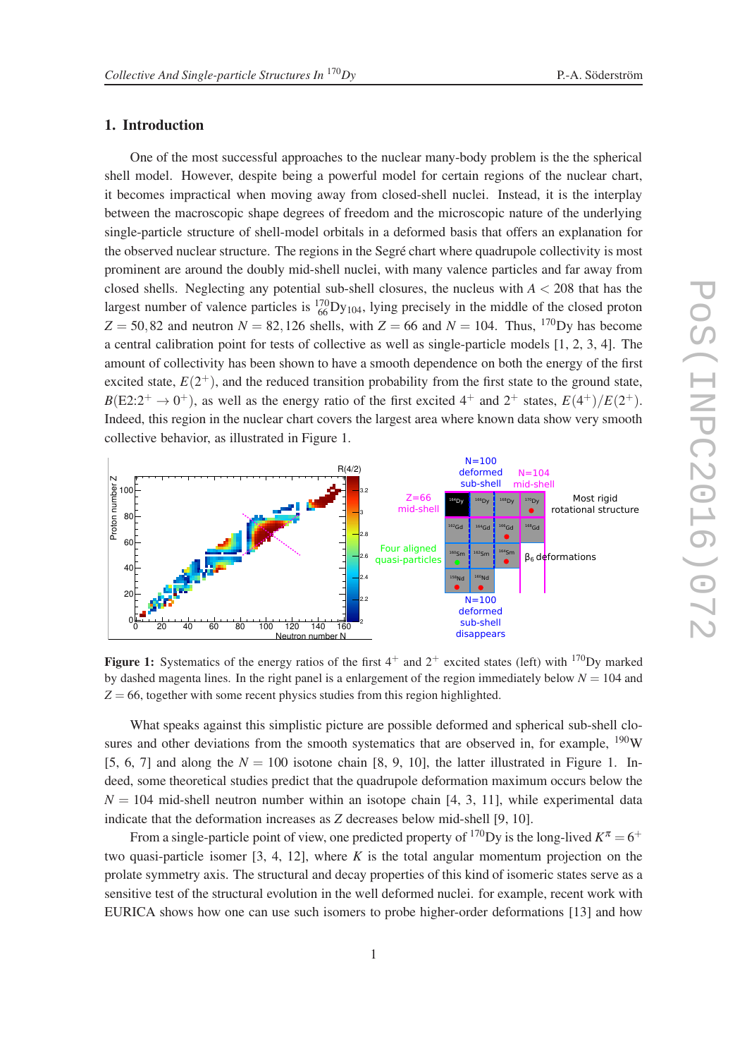## 1. Introduction

One of the most successful approaches to the nuclear many-body problem is the the spherical shell model. However, despite being a powerful model for certain regions of the nuclear chart, it becomes impractical when moving away from closed-shell nuclei. Instead, it is the interplay between the macroscopic shape degrees of freedom and the microscopic nature of the underlying single-particle structure of shell-model orbitals in a deformed basis that offers an explanation for the observed nuclear structure. The regions in the Segré chart where quadrupole collectivity is most prominent are around the doubly mid-shell nuclei, with many valence particles and far away from closed shells. Neglecting any potential sub-shell closures, the nucleus with $A < 208$ that has the largest number of valence particles is $^{170}_{66}\mathrm{Dy}_{104}$, lying precisely in the middle of the closed proton $Z = 50, 82$ and neutron $N = 82, 126$ shells, with $Z = 66$ and $N = 104$. Thus, $^{170}$Dy has become a central calibration point for tests of collective as well as single-particle models [1, 2, 3, 4]. The amount of collectivity has been shown to have a smooth dependence on both the energy of the first excited state, $E(2^+)$, and the reduced transition probability from the first state to the ground state, $B(\mathrm{E2}{:}2^+ \to 0^+)$, as well as the energy ratio of the first excited $4^+$ and $2^+$ states, $E(4^+)/E(2^+)$. Indeed, this region in the nuclear chart covers the largest area where known data show very smooth collective behavior, as illustrated in Figure 1.

**Figure 1:** Systematics of the energy ratios of the first $4^+$ and $2^+$ excited states (left) with $^{170}$Dy marked by dashed magenta lines. In the right panel is a enlargement of the region immediately below $N = 104$ and $Z = 66$, together with some recent physics studies from this region highlighted.

What speaks against this simplistic picture are possible deformed and spherical sub-shell closures and other deviations from the smooth systematics that are observed in, for example, $^{190}$W [5, 6, 7] and along the $N = 100$ isotone chain [8, 9, 10], the latter illustrated in Figure 1. Indeed, some theoretical studies predict that the quadrupole deformation maximum occurs below the $N = 104$ mid-shell neutron number within an isotope chain [4, 3, 11], while experimental data indicate that the deformation increases as $Z$ decreases below mid-shell [9, 10].

From a single-particle point of view, one predicted property of $^{170}$Dy is the long-lived $K^\pi = 6^+$ two quasi-particle isomer [3, 4, 12], where $K$ is the total angular momentum projection on the prolate symmetry axis. The structural and decay properties of this kind of isomeric states serve as a sensitive test of the structural evolution in the well deformed nuclei. for example, recent work with EURICA shows how one can use such isomers to probe higher-order deformations [13] and how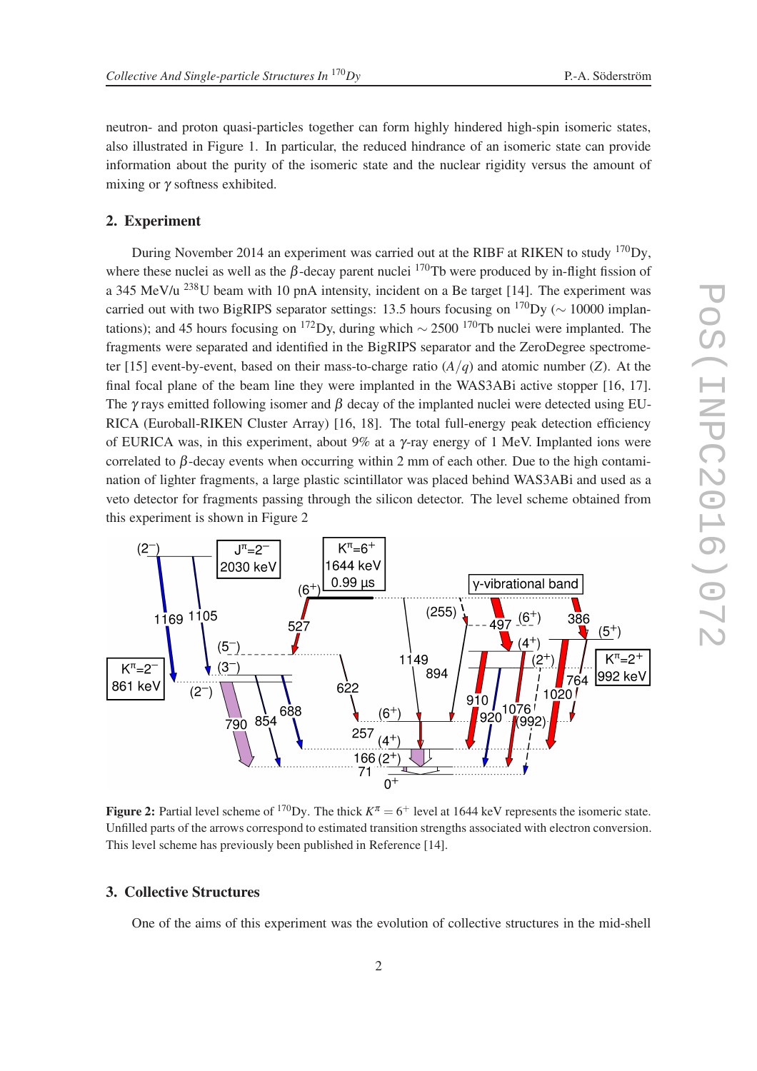neutron- and proton quasi-particles together can form highly hindered high-spin isomeric states, also illustrated in Figure 1. In particular, the reduced hindrance of an isomeric state can provide information about the purity of the isomeric state and the nuclear rigidity versus the amount of mixing or $\gamma$ softness exhibited.

## 2. Experiment

During November 2014 an experiment was carried out at the RIBF at RIKEN to study $^{170}$Dy, where these nuclei as well as the $\beta$-decay parent nuclei $^{170}$Tb were produced by in-flight fission of a 345 MeV/u $^{238}$U beam with 10 pnA intensity, incident on a Be target [14]. The experiment was carried out with two BigRIPS separator settings: 13.5 hours focusing on $^{170}$Dy ($\sim$ 10000 implantations); and 45 hours focusing on $^{172}$Dy, during which $\sim$ 2500 $^{170}$Tb nuclei were implanted. The fragments were separated and identified in the BigRIPS separator and the ZeroDegree spectrometer [15] event-by-event, based on their mass-to-charge ratio ($A/q$) and atomic number ($Z$). At the final focal plane of the beam line they were implanted in the WAS3ABi active stopper [16, 17]. The $\gamma$ rays emitted following isomer and $\beta$ decay of the implanted nuclei were detected using EURICA (Euroball-RIKEN Cluster Array) [16, 18]. The total full-energy peak detection efficiency of EURICA was, in this experiment, about 9% at a $\gamma$-ray energy of 1 MeV. Implanted ions were correlated to $\beta$-decay events when occurring within 2 mm of each other. Due to the high contamination of lighter fragments, a large plastic scintillator was placed behind WAS3ABi and used as a veto detector for fragments passing through the silicon detector. The level scheme obtained from this experiment is shown in Figure 2

**Figure 2:** Partial level scheme of $^{170}$Dy. The thick $K^\pi = 6^+$ level at 1644 keV represents the isomeric state. Unfilled parts of the arrows correspond to estimated transition strengths associated with electron conversion. This level scheme has previously been published in Reference [14].

## 3. Collective Structures

One of the aims of this experiment was the evolution of collective structures in the mid-shell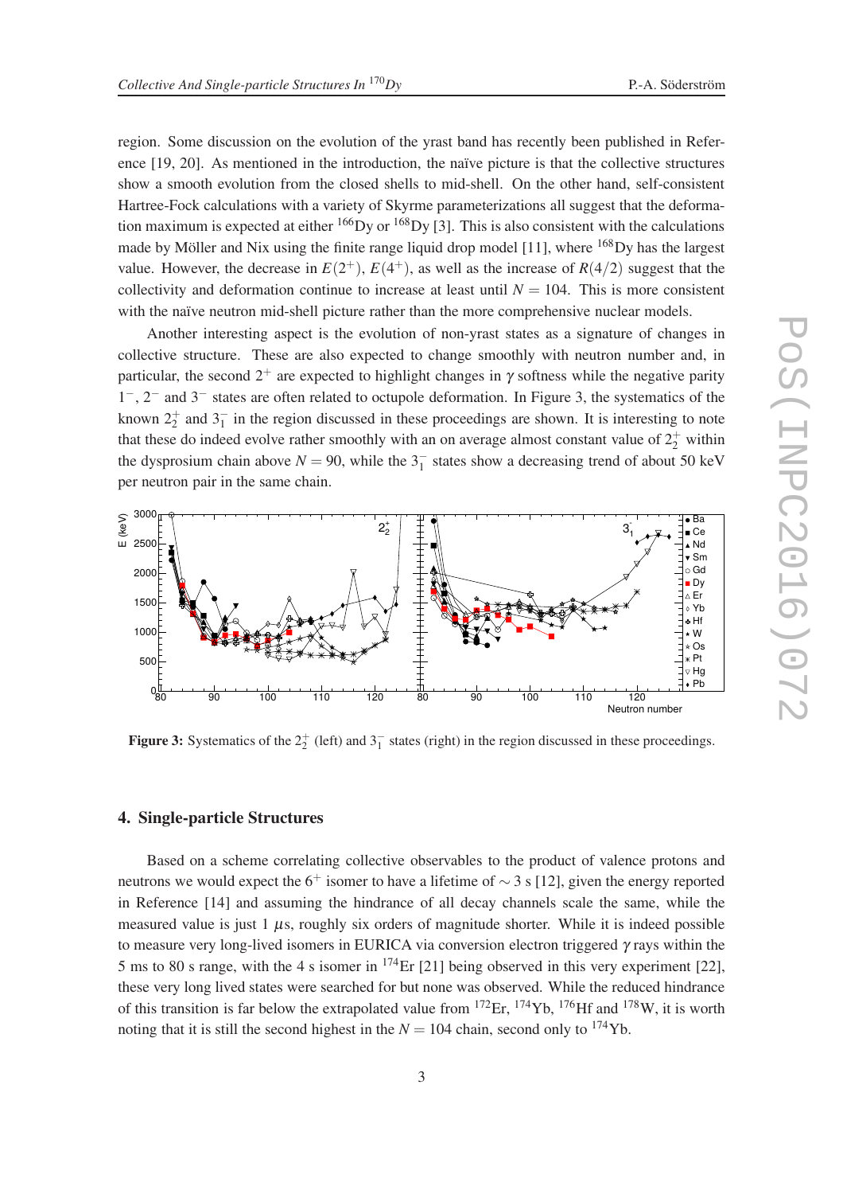region. Some discussion on the evolution of the yrast band has recently been published in Reference [19, 20]. As mentioned in the introduction, the naïve picture is that the collective structures show a smooth evolution from the closed shells to mid-shell. On the other hand, self-consistent Hartree-Fock calculations with a variety of Skyrme parameterizations all suggest that the deformation maximum is expected at either $^{166}$Dy or $^{168}$Dy [3]. This is also consistent with the calculations made by Möller and Nix using the finite range liquid drop model [11], where $^{168}$Dy has the largest value. However, the decrease in $E(2^+)$, $E(4^+)$, as well as the increase of $R(4/2)$ suggest that the collectivity and deformation continue to increase at least until $N = 104$. This is more consistent with the naïve neutron mid-shell picture rather than the more comprehensive nuclear models.

Another interesting aspect is the evolution of non-yrast states as a signature of changes in collective structure. These are also expected to change smoothly with neutron number and, in particular, the second $2^+$ are expected to highlight changes in $\gamma$ softness while the negative parity $1^-$, $2^-$ and $3^-$ states are often related to octupole deformation. In Figure 3, the systematics of the known $2^+_2$ and $3^-_1$ in the region discussed in these proceedings are shown. It is interesting to note that these do indeed evolve rather smoothly with an on average almost constant value of $2^+_2$ within the dysprosium chain above $N = 90$, while the $3^-_1$ states show a decreasing trend of about 50 keV per neutron pair in the same chain.

**Figure 3:** Systematics of the $2^+_2$ (left) and $3^-_1$ states (right) in the region discussed in these proceedings.

## 4. Single-particle Structures

Based on a scheme correlating collective observables to the product of valence protons and neutrons we would expect the $6^+$ isomer to have a lifetime of $\sim 3$ s [12], given the energy reported in Reference [14] and assuming the hindrance of all decay channels scale the same, while the measured value is just 1 $\mu$s, roughly six orders of magnitude shorter. While it is indeed possible to measure very long-lived isomers in EURICA via conversion electron triggered $\gamma$ rays within the 5 ms to 80 s range, with the 4 s isomer in $^{174}$Er [21] being observed in this very experiment [22], these very long lived states were searched for but none was observed. While the reduced hindrance of this transition is far below the extrapolated value from $^{172}$Er, $^{174}$Yb, $^{176}$Hf and $^{178}$W, it is worth noting that it is still the second highest in the $N = 104$ chain, second only to $^{174}$Yb.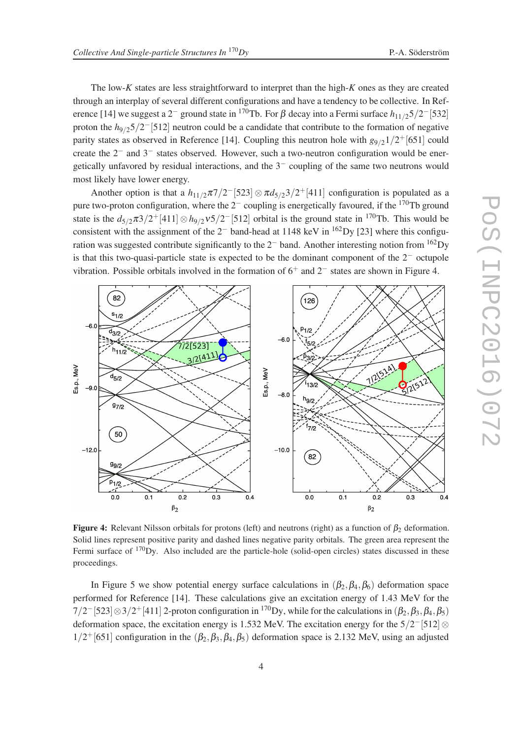The low-$K$ states are less straightforward to interpret than the high-$K$ ones as they are created through an interplay of several different configurations and have a tendency to be collective. In Reference [14] we suggest a $2^-$ ground state in $^{170}$Tb. For $\beta$ decay into a Fermi surface $h_{11/2}5/2^-[532]$ proton the $h_{9/2}5/2^-[512]$ neutron could be a candidate that contribute to the formation of negative parity states as observed in Reference [14]. Coupling this neutron hole with $g_{9/2}1/2^+[651]$ could create the $2^-$ and $3^-$ states observed. However, such a two-neutron configuration would be energetically unfavored by residual interactions, and the $3^-$ coupling of the same two neutrons would most likely have lower energy.

Another option is that a $h_{11/2}\pi 7/2^-[523] \otimes \pi d_{5/2}3/2^+[411]$ configuration is populated as a pure two-proton configuration, where the $2^-$ coupling is energetically favoured, if the $^{170}$Tb ground state is the $d_{5/2}\pi 3/2^+[411] \otimes h_{9/2}\nu 5/2^-[512]$ orbital is the ground state in $^{170}$Tb. This would be consistent with the assignment of the $2^-$ band-head at 1148 keV in $^{162}$Dy [23] where this configuration was suggested contribute significantly to the $2^-$ band. Another interesting notion from $^{162}$Dy is that this two-quasi-particle state is expected to be the dominant component of the $2^-$ octupole vibration. Possible orbitals involved in the formation of $6^+$ and $2^-$ states are shown in Figure 4.

**Figure 4:** Relevant Nilsson orbitals for protons (left) and neutrons (right) as a function of $\beta_2$ deformation. Solid lines represent positive parity and dashed lines negative parity orbitals. The green area represent the Fermi surface of $^{170}$Dy. Also included are the particle-hole (solid-open circles) states discussed in these proceedings.

In Figure 5 we show potential energy surface calculations in $(\beta_2, \beta_4, \beta_6)$ deformation space performed for Reference [14]. These calculations give an excitation energy of 1.43 MeV for the $7/2^-[523] \otimes 3/2^+[411]$ 2-proton configuration in $^{170}$Dy, while for the calculations in $(\beta_2, \beta_3, \beta_4, \beta_5)$ deformation space, the excitation energy is 1.532 MeV. The excitation energy for the $5/2^-[512] \otimes 1/2^+[651]$ configuration in the $(\beta_2, \beta_3, \beta_4, \beta_5)$ deformation space is 2.132 MeV, using an adjusted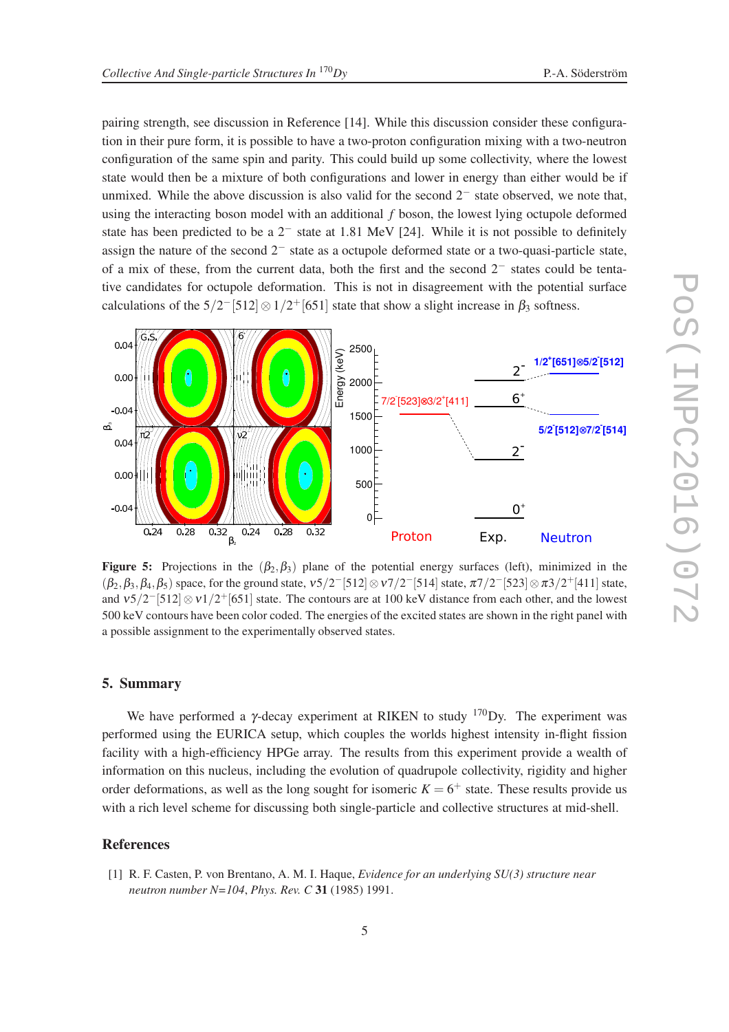pairing strength, see discussion in Reference [14]. While this discussion consider these configuration in their pure form, it is possible to have a two-proton configuration mixing with a two-neutron configuration of the same spin and parity. This could build up some collectivity, where the lowest state would then be a mixture of both configurations and lower in energy than either would be if unmixed. While the above discussion is also valid for the second $2^-$ state observed, we note that, using the interacting boson model with an additional $f$ boson, the lowest lying octupole deformed state has been predicted to be a $2^-$ state at 1.81 MeV [24]. While it is not possible to definitely assign the nature of the second $2^-$ state as a octupole deformed state or a two-quasi-particle state, of a mix of these, from the current data, both the first and the second $2^-$ states could be tentative candidates for octupole deformation. This is not in disagreement with the potential surface calculations of the $5/2^-[512] \otimes 1/2^+[651]$ state that show a slight increase in $\beta_3$ softness.

**Figure 5:** Projections in the $(\beta_2, \beta_3)$ plane of the potential energy surfaces (left), minimized in the $(\beta_2, \beta_3, \beta_4, \beta_5)$ space, for the ground state, $\nu 5/2^-[512] \otimes \nu 7/2^-[514]$ state, $\pi 7/2^-[523] \otimes \pi 3/2^+[411]$ state, and $\nu 5/2^-[512] \otimes \nu 1/2^+[651]$ state. The contours are at 100 keV distance from each other, and the lowest 500 keV contours have been color coded. The energies of the excited states are shown in the right panel with a possible assignment to the experimentally observed states.

## 5. Summary

We have performed a $\gamma$-decay experiment at RIKEN to study $^{170}$Dy. The experiment was performed using the EURICA setup, which couples the worlds highest intensity in-flight fission facility with a high-efficiency HPGe array. The results from this experiment provide a wealth of information on this nucleus, including the evolution of quadrupole collectivity, rigidity and higher order deformations, as well as the long sought for isomeric $K = 6^+$ state. These results provide us with a rich level scheme for discussing both single-particle and collective structures at mid-shell.

## References

[1] R. F. Casten, P. von Brentano, A. M. I. Haque, *Evidence for an underlying SU(3) structure near neutron number N=104*, *Phys. Rev. C* **31** (1985) 1991.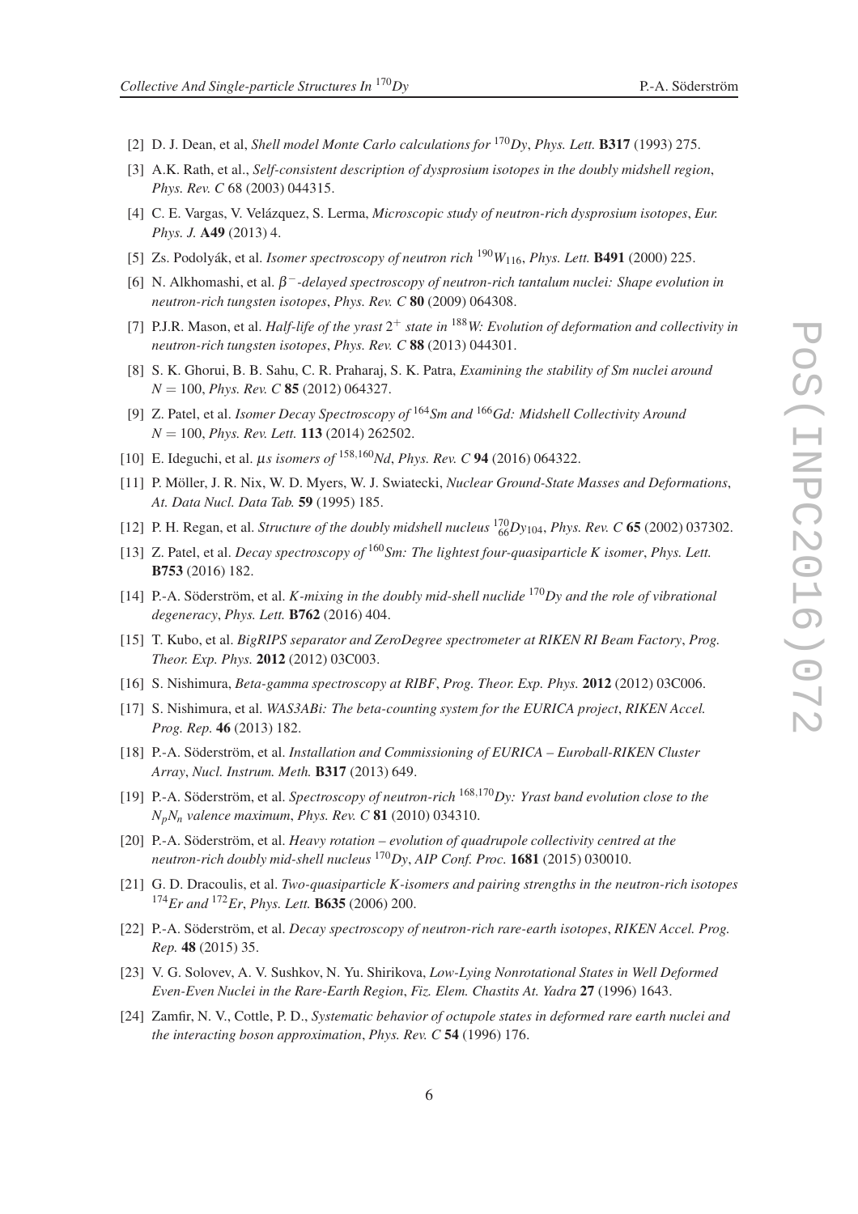[2] D. J. Dean, et al, *Shell model Monte Carlo calculations for* $^{170}$*Dy*, *Phys. Lett.* **B317** (1993) 275.

[3] A.K. Rath, et al., *Self-consistent description of dysprosium isotopes in the doubly midshell region*, *Phys. Rev. C* 68 (2003) 044315.

[4] C. E. Vargas, V. Velázquez, S. Lerma, *Microscopic study of neutron-rich dysprosium isotopes*, *Eur. Phys. J.* **A49** (2013) 4.

[5] Zs. Podolyák, et al. *Isomer spectroscopy of neutron rich* $^{190}W_{116}$, *Phys. Lett.* **B491** (2000) 225.

[6] N. Alkhomashi, et al. $\beta^-$*-delayed spectroscopy of neutron-rich tantalum nuclei: Shape evolution in neutron-rich tungsten isotopes*, *Phys. Rev. C* **80** (2009) 064308.

[7] P.J.R. Mason, et al. *Half-life of the yrast* $2^+$ *state in* $^{188}$*W: Evolution of deformation and collectivity in neutron-rich tungsten isotopes*, *Phys. Rev. C* **88** (2013) 044301.

[8] S. K. Ghorui, B. B. Sahu, C. R. Praharaj, S. K. Patra, *Examining the stability of Sm nuclei around* $N = 100$, *Phys. Rev. C* **85** (2012) 064327.

[9] Z. Patel, et al. *Isomer Decay Spectroscopy of* $^{164}$*Sm and* $^{166}$*Gd: Midshell Collectivity Around* $N = 100$, *Phys. Rev. Lett.* **113** (2014) 262502.

[10] E. Ideguchi, et al. $\mu$*s isomers of* $^{158,160}$*Nd*, *Phys. Rev. C* **94** (2016) 064322.

[11] P. Möller, J. R. Nix, W. D. Myers, W. J. Swiatecki, *Nuclear Ground-State Masses and Deformations*, *At. Data Nucl. Data Tab.* **59** (1995) 185.

[12] P. H. Regan, et al. *Structure of the doubly midshell nucleus* $^{170}_{66}Dy_{104}$, *Phys. Rev. C* **65** (2002) 037302.

[13] Z. Patel, et al. *Decay spectroscopy of* $^{160}$*Sm: The lightest four-quasiparticle K isomer*, *Phys. Lett.* **B753** (2016) 182.

[14] P.-A. Söderström, et al. *K-mixing in the doubly mid-shell nuclide* $^{170}$*Dy and the role of vibrational degeneracy*, *Phys. Lett.* **B762** (2016) 404.

[15] T. Kubo, et al. *BigRIPS separator and ZeroDegree spectrometer at RIKEN RI Beam Factory*, *Prog. Theor. Exp. Phys.* **2012** (2012) 03C003.

[16] S. Nishimura, *Beta-gamma spectroscopy at RIBF*, *Prog. Theor. Exp. Phys.* **2012** (2012) 03C006.

[17] S. Nishimura, et al. *WAS3ABi: The beta-counting system for the EURICA project*, *RIKEN Accel. Prog. Rep.* **46** (2013) 182.

[18] P.-A. Söderström, et al. *Installation and Commissioning of EURICA – Euroball-RIKEN Cluster Array*, *Nucl. Instrum. Meth.* **B317** (2013) 649.

[19] P.-A. Söderström, et al. *Spectroscopy of neutron-rich* $^{168,170}$*Dy: Yrast band evolution close to the* $N_pN_n$ *valence maximum*, *Phys. Rev. C* **81** (2010) 034310.

[20] P.-A. Söderström, et al. *Heavy rotation – evolution of quadrupole collectivity centred at the neutron-rich doubly mid-shell nucleus* $^{170}$*Dy*, *AIP Conf. Proc.* **1681** (2015) 030010.

[21] G. D. Dracoulis, et al. *Two-quasiparticle K-isomers and pairing strengths in the neutron-rich isotopes* $^{174}$*Er and* $^{172}$*Er*, *Phys. Lett.* **B635** (2006) 200.

[22] P.-A. Söderström, et al. *Decay spectroscopy of neutron-rich rare-earth isotopes*, *RIKEN Accel. Prog. Rep.* **48** (2015) 35.

[23] V. G. Solovev, A. V. Sushkov, N. Yu. Shirikova, *Low-Lying Nonrotational States in Well Deformed Even-Even Nuclei in the Rare-Earth Region*, *Fiz. Elem. Chastits At. Yadra* **27** (1996) 1643.

[24] Zamfir, N. V., Cottle, P. D., *Systematic behavior of octupole states in deformed rare earth nuclei and the interacting boson approximation*, *Phys. Rev. C* **54** (1996) 176.